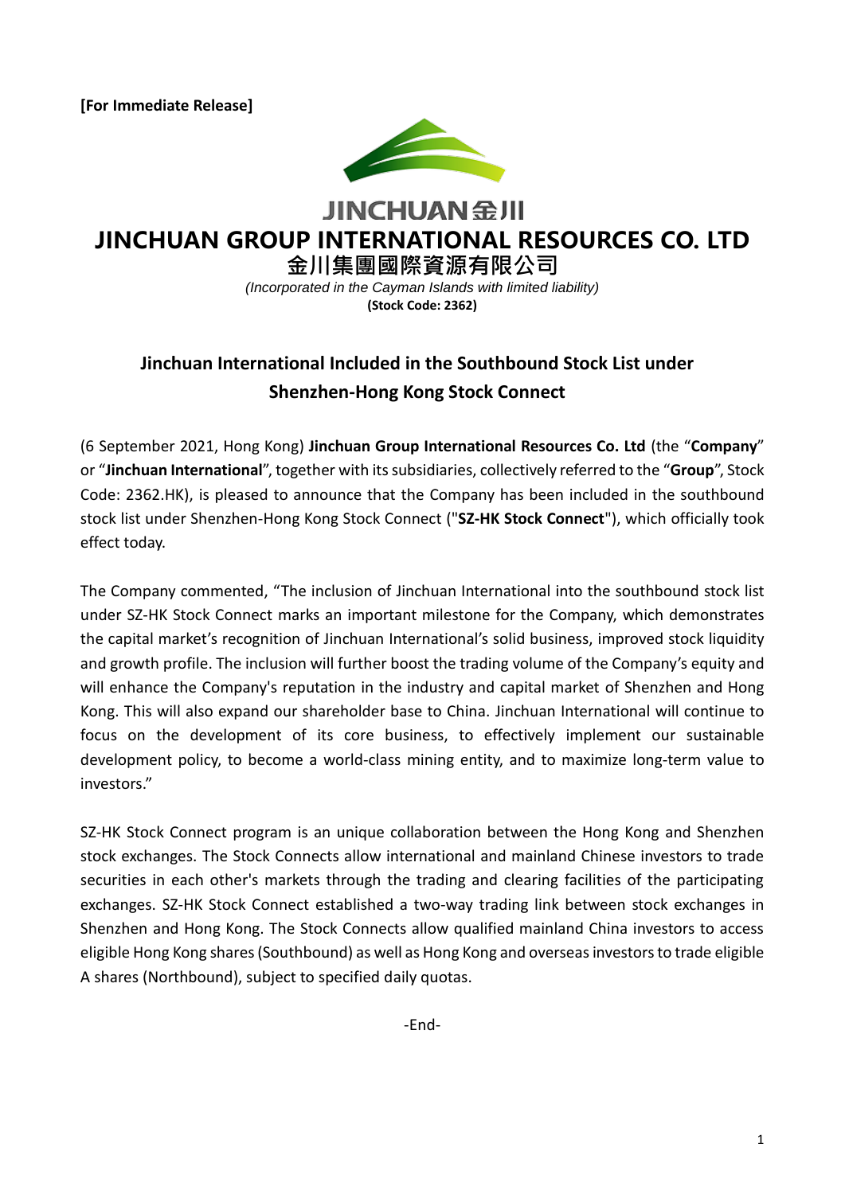**[For Immediate Release]**

JINCHUAN 金川

# JINCHUAN GROUP INTERNATIONAL RESOURCES CO. LTD

**金川集團國際資源有限公司**

*(Incorporated in the Cayman Islands with limited liability)*

**(Stock Code: 2362)**

## Jinchuan International Included in the Southbound Stock List under Shenzhen-Hong Kong Stock Connect

(6 September 2021, Hong Kong) **Jinchuan Group International Resources Co. Ltd** (the "**Company**" or "**Jinchuan International**", together with its subsidiaries, collectively referred to the "**Group**", Stock Code: 2362.HK), is pleased to announce that the Company has been included in the southbound stock list under Shenzhen-Hong Kong Stock Connect ("**SZ-HK Stock Connect**"), which officially took effect today.

The Company commented, "The inclusion of Jinchuan International into the southbound stock list under SZ-HK Stock Connect marks an important milestone for the Company, which demonstrates the capital market's recognition of Jinchuan International's solid business, improved stock liquidity and growth profile. The inclusion will further boost the trading volume of the Company's equity and will enhance the Company's reputation in the industry and capital market of Shenzhen and Hong Kong. This will also expand our shareholder base to China. Jinchuan International will continue to focus on the development of its core business, to effectively implement our sustainable development policy, to become a world-class mining entity, and to maximize long-term value to investors."

SZ-HK Stock Connect program is an unique collaboration between the Hong Kong and Shenzhen stock exchanges. The Stock Connects allow international and mainland Chinese investors to trade securities in each other's markets through the trading and clearing facilities of the participating exchanges. SZ-HK Stock Connect established a two-way trading link between stock exchanges in Shenzhen and Hong Kong. The Stock Connects allow qualified mainland China investors to access eligible Hong Kong shares (Southbound) as well as Hong Kong and overseas investors to trade eligible A shares (Northbound), subject to specified daily quotas.

-End-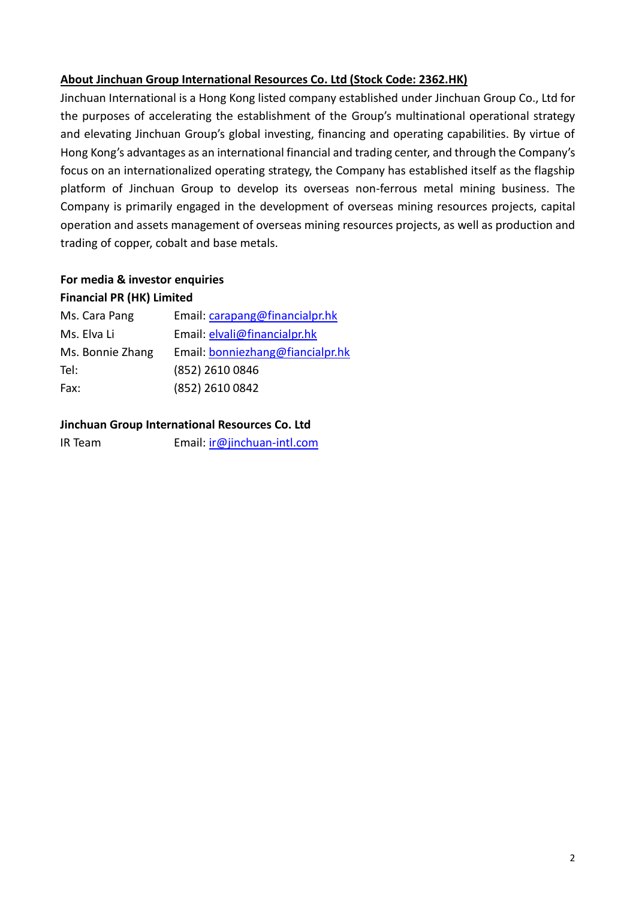**<u>About Jinchuan Group International Resources Co. Ltd (Stock Code: 2362.HK)</u>**

Jinchuan International is a Hong Kong listed company established under Jinchuan Group Co., Ltd for the purposes of accelerating the establishment of the Group's multinational operational strategy and elevating Jinchuan Group's global investing, financing and operating capabilities. By virtue of Hong Kong's advantages as an international financial and trading center, and through the Company's focus on an internationalized operating strategy, the Company has established itself as the flagship platform of Jinchuan Group to develop its overseas non-ferrous metal mining business. The Company is primarily engaged in the development of overseas mining resources projects, capital operation and assets management of overseas mining resources projects, as well as production and trading of copper, cobalt and base metals.

**For media & investor enquiries**

**Financial PR (HK) Limited**

| | |
|---|---|
| Ms. Cara Pang | Email: carapang@financialpr.hk |
| Ms. Elva Li | Email: elvali@financialpr.hk |
| Ms. Bonnie Zhang | Email: bonniezhang@fiancialpr.hk |
| Tel: | (852) 2610 0846 |
| Fax: | (852) 2610 0842 |

**Jinchuan Group International Resources Co. Ltd**

| | |
|---|---|
| IR Team | Email: ir@jinchuan-intl.com |